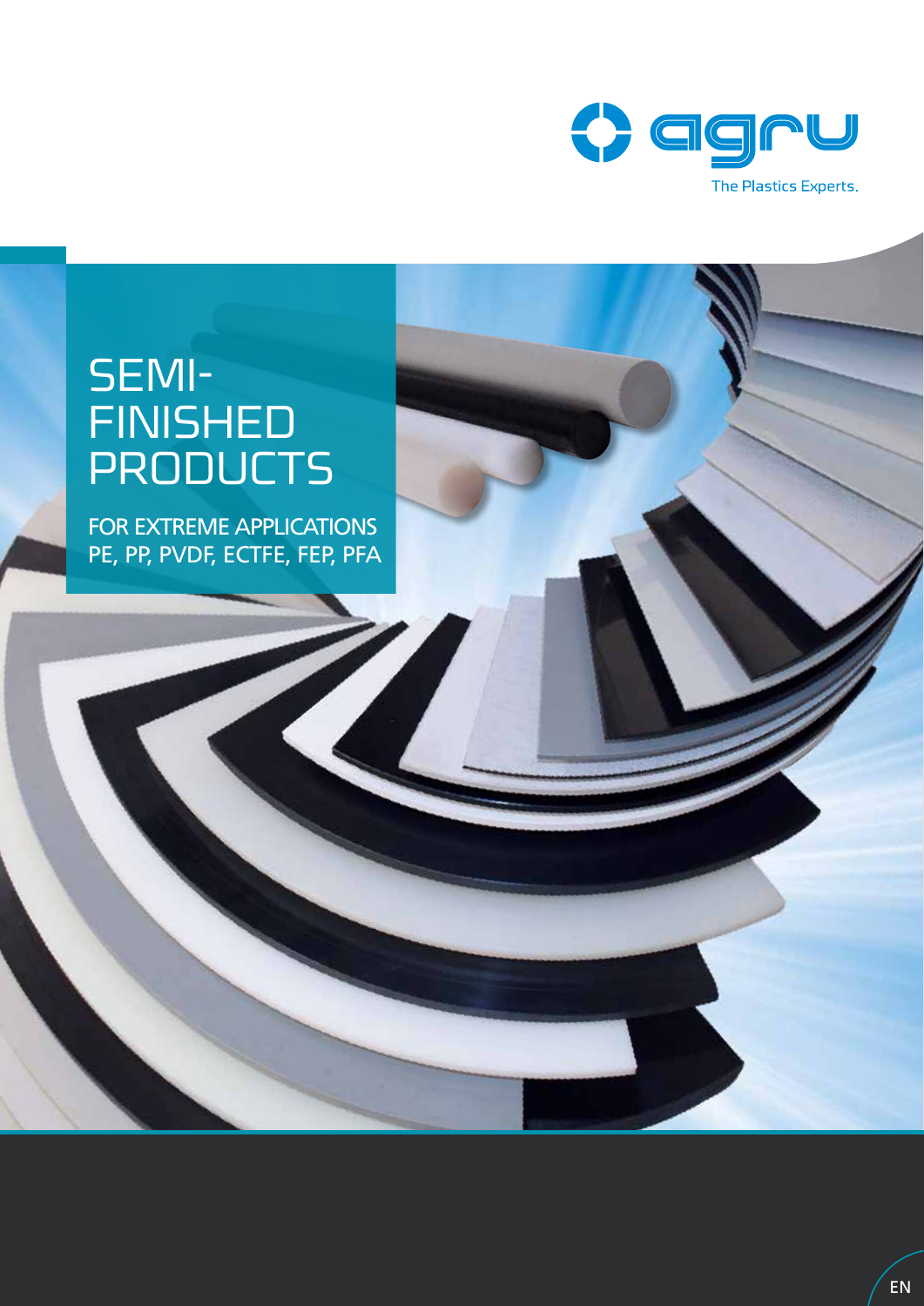agru

The Plastics Experts.

# SEMI-FINISHED PRODUCTS

## FOR EXTREME APPLICATIONS PE, PP, PVDF, ECTFE, FEP, PFA

EN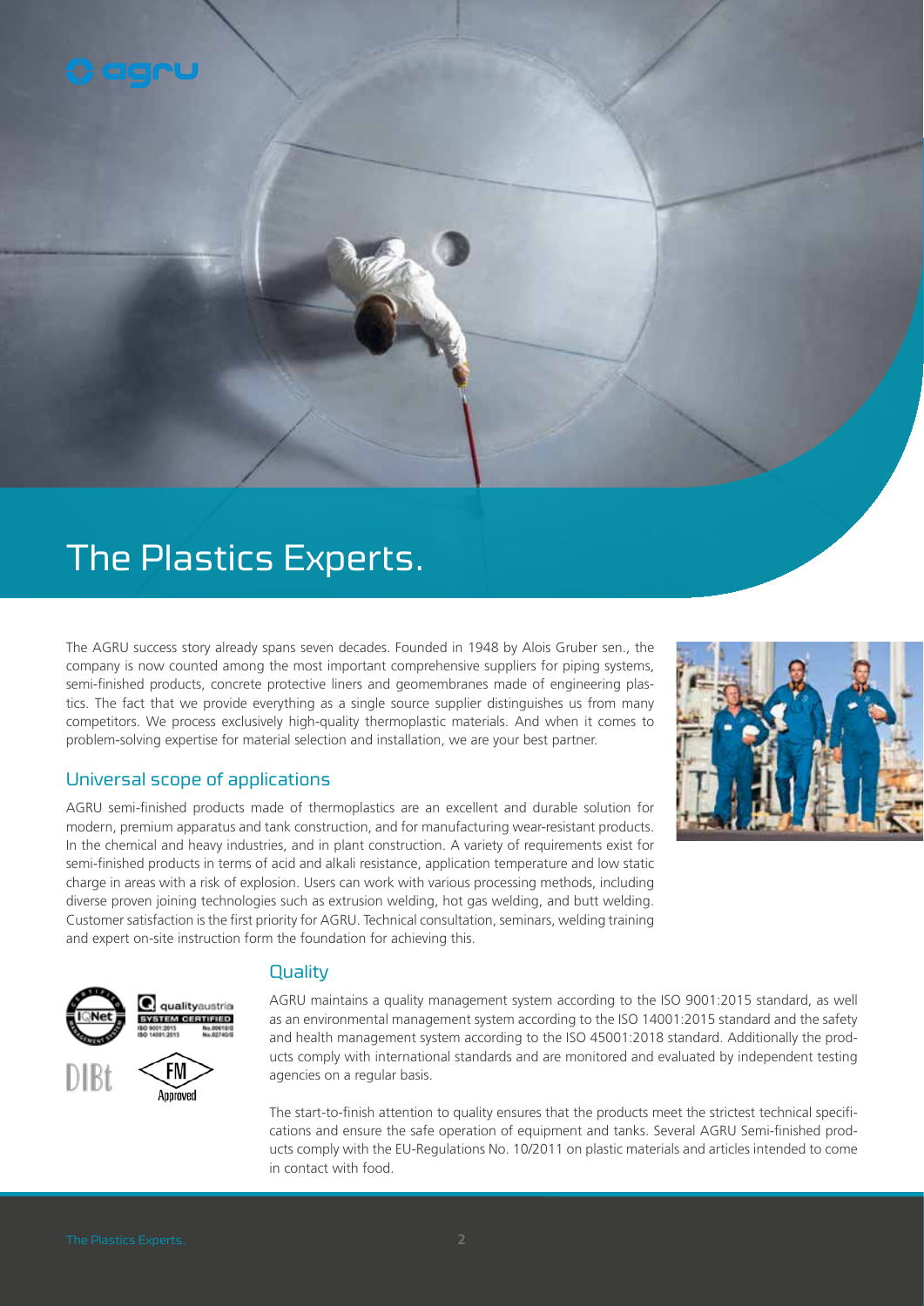# The Plastics Experts.

The AGRU success story already spans seven decades. Founded in 1948 by Alois Gruber sen., the company is now counted among the most important comprehensive suppliers for piping systems, semi-finished products, concrete protective liners and geomembranes made of engineering plastics. The fact that we provide everything as a single source supplier distinguishes us from many competitors. We process exclusively high-quality thermoplastic materials. And when it comes to problem-solving expertise for material selection and installation, we are your best partner.

## Universal scope of applications

AGRU semi-finished products made of thermoplastics are an excellent and durable solution for modern, premium apparatus and tank construction, and for manufacturing wear-resistant products. In the chemical and heavy industries, and in plant construction. A variety of requirements exist for semi-finished products in terms of acid and alkali resistance, application temperature and low static charge in areas with a risk of explosion. Users can work with various processing methods, including diverse proven joining technologies such as extrusion welding, hot gas welding, and butt welding. Customer satisfaction is the first priority for AGRU. Technical consultation, seminars, welding training and expert on-site instruction form the foundation for achieving this.

## Quality

AGRU maintains a quality management system according to the ISO 9001:2015 standard, as well as an environmental management system according to the ISO 14001:2015 standard and the safety and health management system according to the ISO 45001:2018 standard. Additionally the products comply with international standards and are monitored and evaluated by independent testing agencies on a regular basis.

The start-to-finish attention to quality ensures that the products meet the strictest technical specifications and ensure the safe operation of equipment and tanks. Several AGRU Semi-finished products comply with the EU-Regulations No. 10/2011 on plastic materials and articles intended to come in contact with food.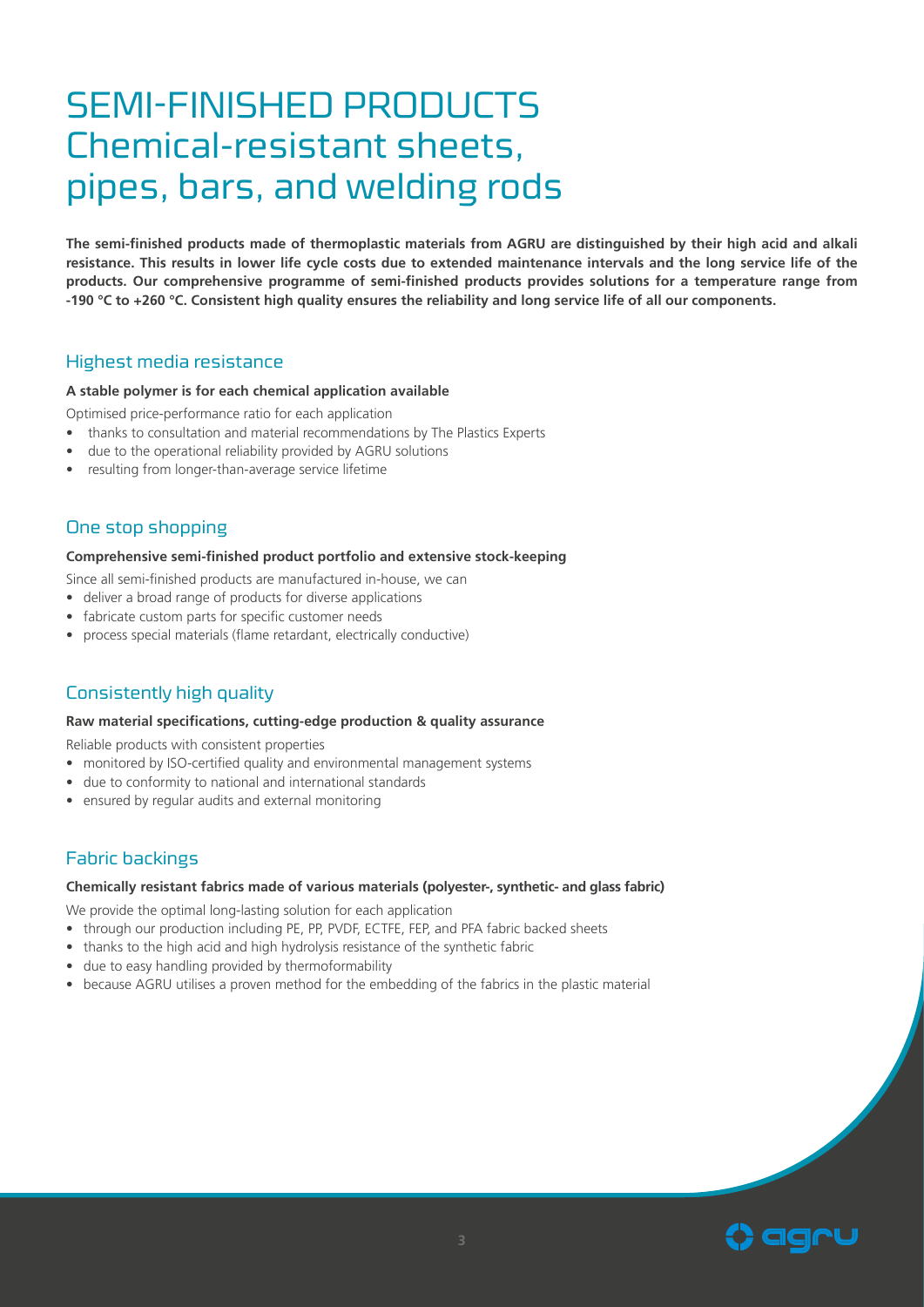# SEMI-FINISHED PRODUCTS
# Chemical-resistant sheets, pipes, bars, and welding rods

**The semi-finished products made of thermoplastic materials from AGRU are distinguished by their high acid and alkali resistance. This results in lower life cycle costs due to extended maintenance intervals and the long service life of the products. Our comprehensive programme of semi-finished products provides solutions for a temperature range from -190 °C to +260 °C. Consistent high quality ensures the reliability and long service life of all our components.**

## Highest media resistance

**A stable polymer is for each chemical application available**

Optimised price-performance ratio for each application

- thanks to consultation and material recommendations by The Plastics Experts
- due to the operational reliability provided by AGRU solutions
- resulting from longer-than-average service lifetime

## One stop shopping

**Comprehensive semi-finished product portfolio and extensive stock-keeping**

Since all semi-finished products are manufactured in-house, we can

- deliver a broad range of products for diverse applications
- fabricate custom parts for specific customer needs
- process special materials (flame retardant, electrically conductive)

## Consistently high quality

**Raw material specifications, cutting-edge production & quality assurance**

Reliable products with consistent properties

- monitored by ISO-certified quality and environmental management systems
- due to conformity to national and international standards
- ensured by regular audits and external monitoring

## Fabric backings

**Chemically resistant fabrics made of various materials (polyester-, synthetic- and glass fabric)**

We provide the optimal long-lasting solution for each application

- through our production including PE, PP, PVDF, ECTFE, FEP, and PFA fabric backed sheets
- thanks to the high acid and high hydrolysis resistance of the synthetic fabric
- due to easy handling provided by thermoformability
- because AGRU utilises a proven method for the embedding of the fabrics in the plastic material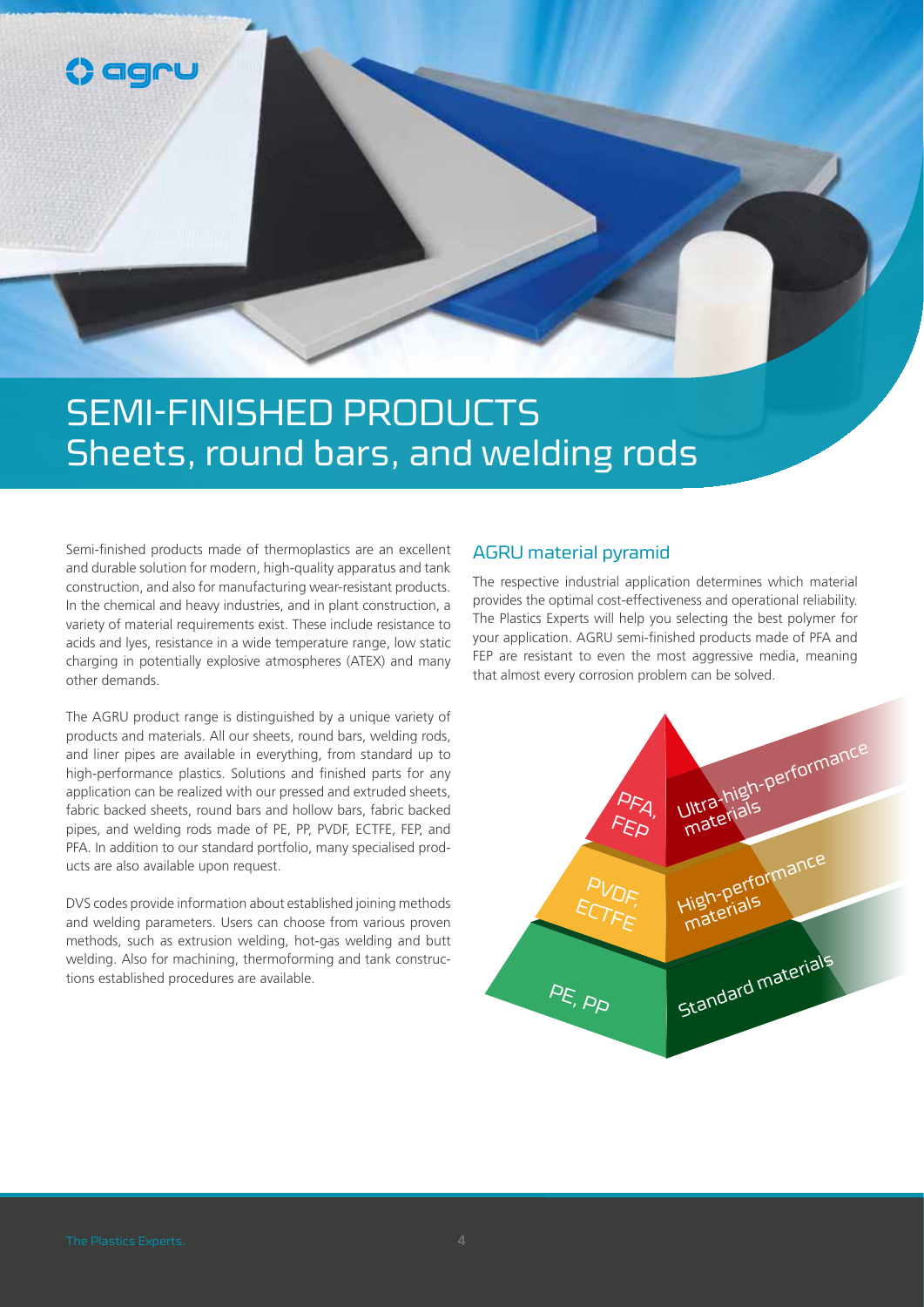# SEMI-FINISHED PRODUCTS
## Sheets, round bars, and welding rods

Semi-finished products made of thermoplastics are an excellent and durable solution for modern, high-quality apparatus and tank construction, and also for manufacturing wear-resistant products. In the chemical and heavy industries, and in plant construction, a variety of material requirements exist. These include resistance to acids and lyes, resistance in a wide temperature range, low static charging in potentially explosive atmospheres (ATEX) and many other demands.

The AGRU product range is distinguished by a unique variety of products and materials. All our sheets, round bars, welding rods, and liner pipes are available in everything, from standard up to high-performance plastics. Solutions and finished parts for any application can be realized with our pressed and extruded sheets, fabric backed sheets, round bars and hollow bars, fabric backed pipes, and welding rods made of PE, PP, PVDF, ECTFE, FEP, and PFA. In addition to our standard portfolio, many specialised products are also available upon request.

DVS codes provide information about established joining methods and welding parameters. Users can choose from various proven methods, such as extrusion welding, hot-gas welding and butt welding. Also for machining, thermoforming and tank constructions established procedures are available.

### AGRU material pyramid

The respective industrial application determines which material provides the optimal cost-effectiveness and operational reliability. The Plastics Experts will help you selecting the best polymer for your application. AGRU semi-finished products made of PFA and FEP are resistant to even the most aggressive media, meaning that almost every corrosion problem can be solved.

- PFA, FEP – Ultra-high-performance materials
- PVDF, ECTFE – High-performance materials
- PE, PP – Standard materials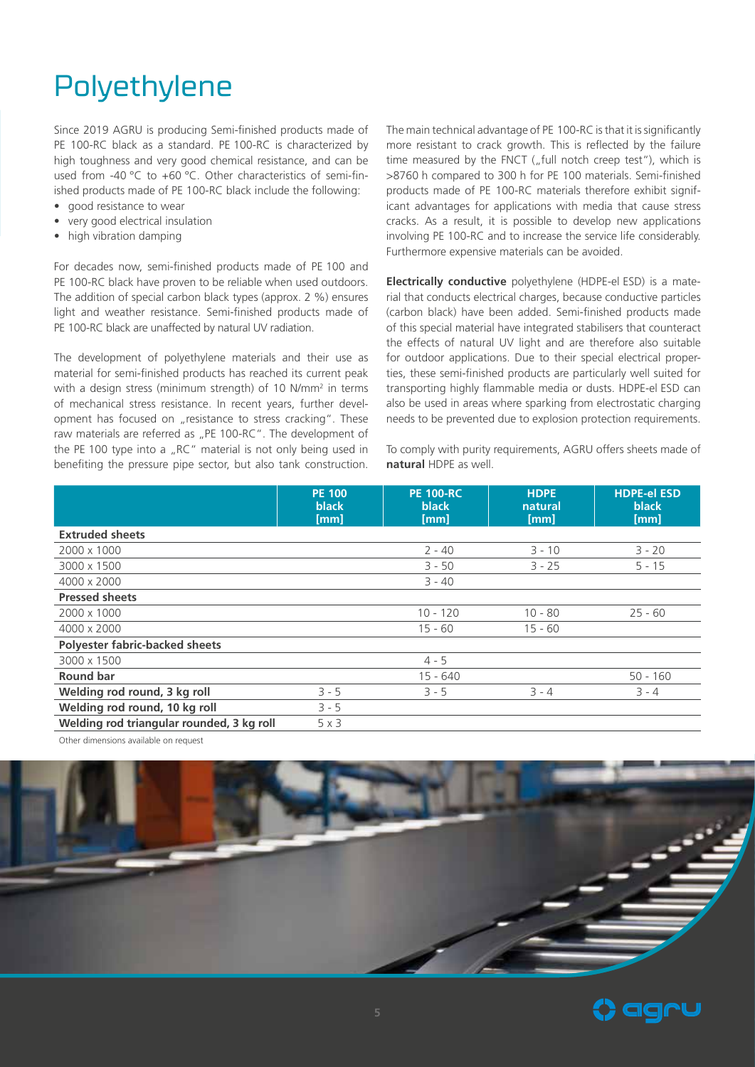# Polyethylene

Since 2019 AGRU is producing Semi-finished products made of PE 100-RC black as a standard. PE 100-RC is characterized by high toughness and very good chemical resistance, and can be used from -40 °C to +60 °C. Other characteristics of semi-finished products made of PE 100-RC black include the following:

- good resistance to wear
- very good electrical insulation
- high vibration damping

For decades now, semi-finished products made of PE 100 and PE 100-RC black have proven to be reliable when used outdoors. The addition of special carbon black types (approx. 2 %) ensures light and weather resistance. Semi-finished products made of PE 100-RC black are unaffected by natural UV radiation.

The development of polyethylene materials and their use as material for semi-finished products has reached its current peak with a design stress (minimum strength) of 10 N/mm² in terms of mechanical stress resistance. In recent years, further development has focused on „resistance to stress cracking". These raw materials are referred as „PE 100-RC". The development of the PE 100 type into a „RC" material is not only being used in benefiting the pressure pipe sector, but also tank construction.

The main technical advantage of PE 100-RC is that it is significantly more resistant to crack growth. This is reflected by the failure time measured by the FNCT („full notch creep test"), which is >8760 h compared to 300 h for PE 100 materials. Semi-finished products made of PE 100-RC materials therefore exhibit significant advantages for applications with media that cause stress cracks. As a result, it is possible to develop new applications involving PE 100-RC and to increase the service life considerably. Furthermore expensive materials can be avoided.

**Electrically conductive** polyethylene (HDPE-el ESD) is a material that conducts electrical charges, because conductive particles (carbon black) have been added. Semi-finished products made of this special material have integrated stabilisers that counteract the effects of natural UV light and are therefore also suitable for outdoor applications. Due to their special electrical properties, these semi-finished products are particularly well suited for transporting highly flammable media or dusts. HDPE-el ESD can also be used in areas where sparking from electrostatic charging needs to be prevented due to explosion protection requirements.

To comply with purity requirements, AGRU offers sheets made of **natural** HDPE as well.

| | PE 100 black [mm] | PE 100-RC black [mm] | HDPE natural [mm] | HDPE-el ESD black [mm] |
|---|---|---|---|---|
| **Extruded sheets** | | | | |
| 2000 x 1000 | | 2 - 40 | 3 - 10 | 3 - 20 |
| 3000 x 1500 | | 3 - 50 | 3 - 25 | 5 - 15 |
| 4000 x 2000 | | 3 - 40 | | |
| **Pressed sheets** | | | | |
| 2000 x 1000 | | 10 - 120 | 10 - 80 | 25 - 60 |
| 4000 x 2000 | | 15 - 60 | 15 - 60 | |
| **Polyester fabric-backed sheets** | | | | |
| 3000 x 1500 | | 4 - 5 | | |
| **Round bar** | | 15 - 640 | | 50 - 160 |
| **Welding rod round, 3 kg roll** | 3 - 5 | 3 - 5 | 3 - 4 | 3 - 4 |
| **Welding rod round, 10 kg roll** | 3 - 5 | | | |
| **Welding rod triangular rounded, 3 kg roll** | 5 x 3 | | | |

Other dimensions available on request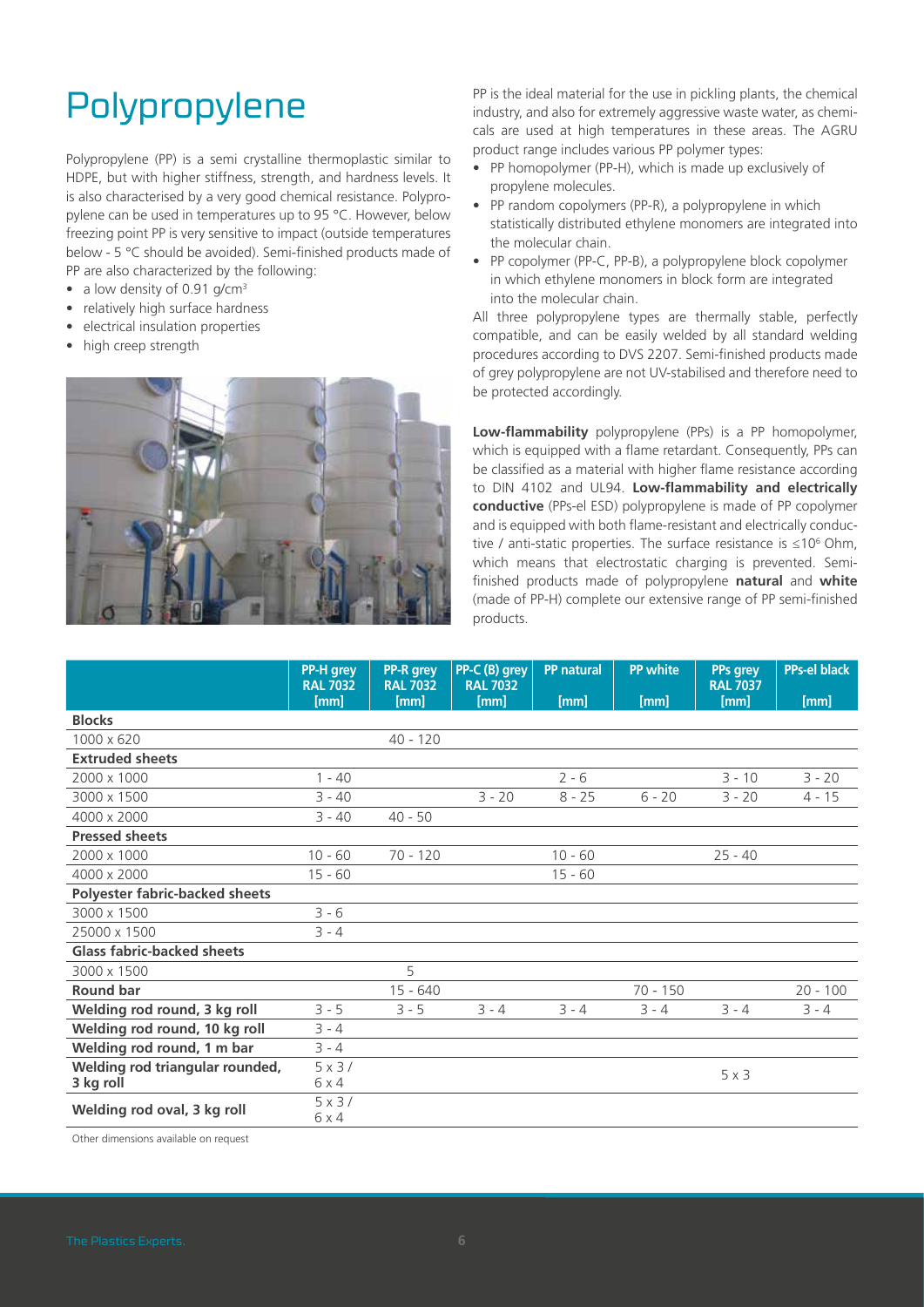# Polypropylene

Polypropylene (PP) is a semi crystalline thermoplastic similar to HDPE, but with higher stiffness, strength, and hardness levels. It is also characterised by a very good chemical resistance. Polypropylene can be used in temperatures up to 95 °C. However, below freezing point PP is very sensitive to impact (outside temperatures below - 5 °C should be avoided). Semi-finished products made of PP are also characterized by the following:

- a low density of 0.91 $g/cm^3$
- relatively high surface hardness
- electrical insulation properties
- high creep strength

PP is the ideal material for the use in pickling plants, the chemical industry, and also for extremely aggressive waste water, as chemicals are used at high temperatures in these areas. The AGRU product range includes various PP polymer types:

- PP homopolymer (PP-H), which is made up exclusively of propylene molecules.
- PP random copolymers (PP-R), a polypropylene in which statistically distributed ethylene monomers are integrated into the molecular chain.
- PP copolymer (PP-C, PP-B), a polypropylene block copolymer in which ethylene monomers in block form are integrated into the molecular chain.

All three polypropylene types are thermally stable, perfectly compatible, and can be easily welded by all standard welding procedures according to DVS 2207. Semi-finished products made of grey polypropylene are not UV-stabilised and therefore need to be protected accordingly.

**Low-flammability** polypropylene (PPs) is a PP homopolymer, which is equipped with a flame retardant. Consequently, PPs can be classified as a material with higher flame resistance according to DIN 4102 and UL94. **Low-flammability and electrically conductive** (PPs-el ESD) polypropylene is made of PP copolymer and is equipped with both flame-resistant and electrically conductive / anti-static properties. The surface resistance is $\leq 10^6$ Ohm, which means that electrostatic charging is prevented. Semi-finished products made of polypropylene **natural** and **white** (made of PP-H) complete our extensive range of PP semi-finished products.

| | PP-H grey RAL 7032 [mm] | PP-R grey RAL 7032 [mm] | PP-C (B) grey RAL 7032 [mm] | PP natural [mm] | PP white [mm] | PPs grey RAL 7037 [mm] | PPs-el black [mm] |
|---|---|---|---|---|---|---|---|
| **Blocks** | | | | | | | |
| 1000 x 620 | | 40 - 120 | | | | | |
| **Extruded sheets** | | | | | | | |
| 2000 x 1000 | 1 - 40 | | | 2 - 6 | | 3 - 10 | 3 - 20 |
| 3000 x 1500 | 3 - 40 | | 3 - 20 | 8 - 25 | 6 - 20 | 3 - 20 | 4 - 15 |
| 4000 x 2000 | 3 - 40 | 40 - 50 | | | | | |
| **Pressed sheets** | | | | | | | |
| 2000 x 1000 | 10 - 60 | 70 - 120 | | 10 - 60 | | 25 - 40 | |
| 4000 x 2000 | 15 - 60 | | | 15 - 60 | | | |
| **Polyester fabric-backed sheets** | | | | | | | |
| 3000 x 1500 | 3 - 6 | | | | | | |
| 25000 x 1500 | 3 - 4 | | | | | | |
| **Glass fabric-backed sheets** | | | | | | | |
| 3000 x 1500 | | 5 | | | | | |
| **Round bar** | | 15 - 640 | | | 70 - 150 | | 20 - 100 |
| **Welding rod round, 3 kg roll** | 3 - 5 | 3 - 5 | 3 - 4 | 3 - 4 | 3 - 4 | 3 - 4 | 3 - 4 |
| **Welding rod round, 10 kg roll** | 3 - 4 | | | | | | |
| **Welding rod round, 1 m bar** | 3 - 4 | | | | | | |
| **Welding rod triangular rounded, 3 kg roll** | 5 x 3 / 6 x 4 | | | | | 5 x 3 | |
| **Welding rod oval, 3 kg roll** | 5 x 3 / 6 x 4 | | | | | | |

Other dimensions available on request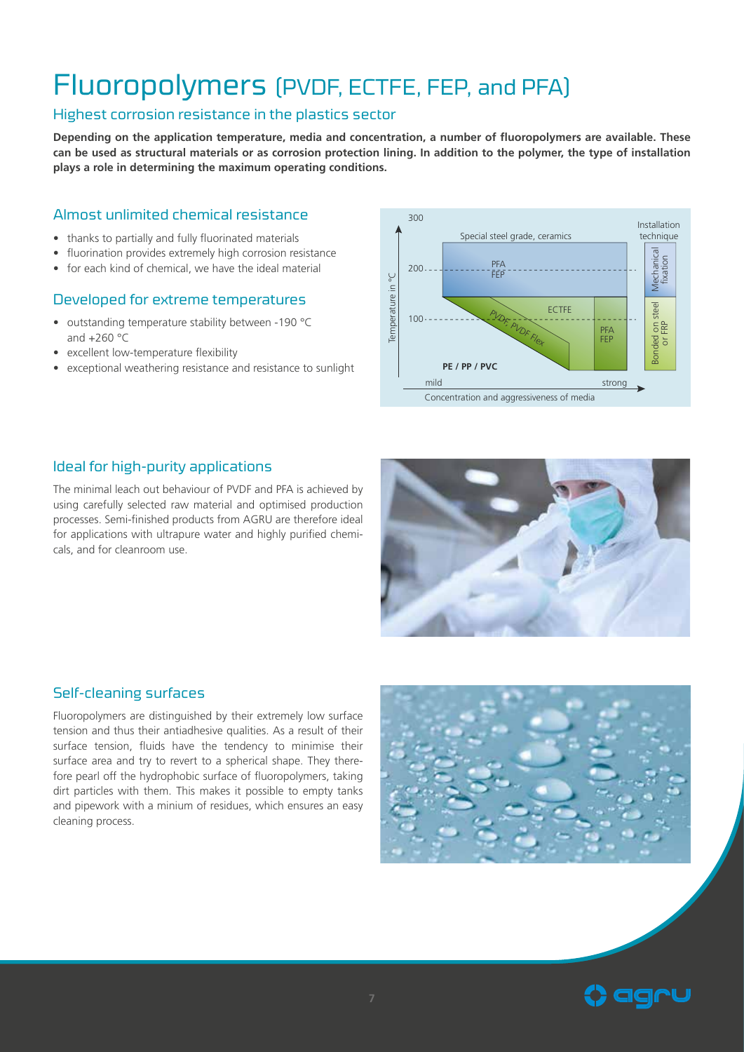# Fluoropolymers (PVDF, ECTFE, FEP, and PFA)

## Highest corrosion resistance in the plastics sector

**Depending on the application temperature, media and concentration, a number of fluoropolymers are available. These can be used as structural materials or as corrosion protection lining. In addition to the polymer, the type of installation plays a role in determining the maximum operating conditions.**

### Almost unlimited chemical resistance

- thanks to partially and fully fluorinated materials
- fluorination provides extremely high corrosion resistance
- for each kind of chemical, we have the ideal material

### Developed for extreme temperatures

- outstanding temperature stability between -190 °C and +260 °C
- excellent low-temperature flexibility
- exceptional weathering resistance and resistance to sunlight

### Ideal for high-purity applications

The minimal leach out behaviour of PVDF and PFA is achieved by using carefully selected raw material and optimised production processes. Semi-finished products from AGRU are therefore ideal for applications with ultrapure water and highly purified chemicals, and for cleanroom use.

### Self-cleaning surfaces

Fluoropolymers are distinguished by their extremely low surface tension and thus their antiadhesive qualities. As a result of their surface tension, fluids have the tendency to minimise their surface area and try to revert to a spherical shape. They therefore pearl off the hydrophobic surface of fluoropolymers, taking dirt particles with them. This makes it possible to empty tanks and pipework with a minium of residues, which ensures an easy cleaning process.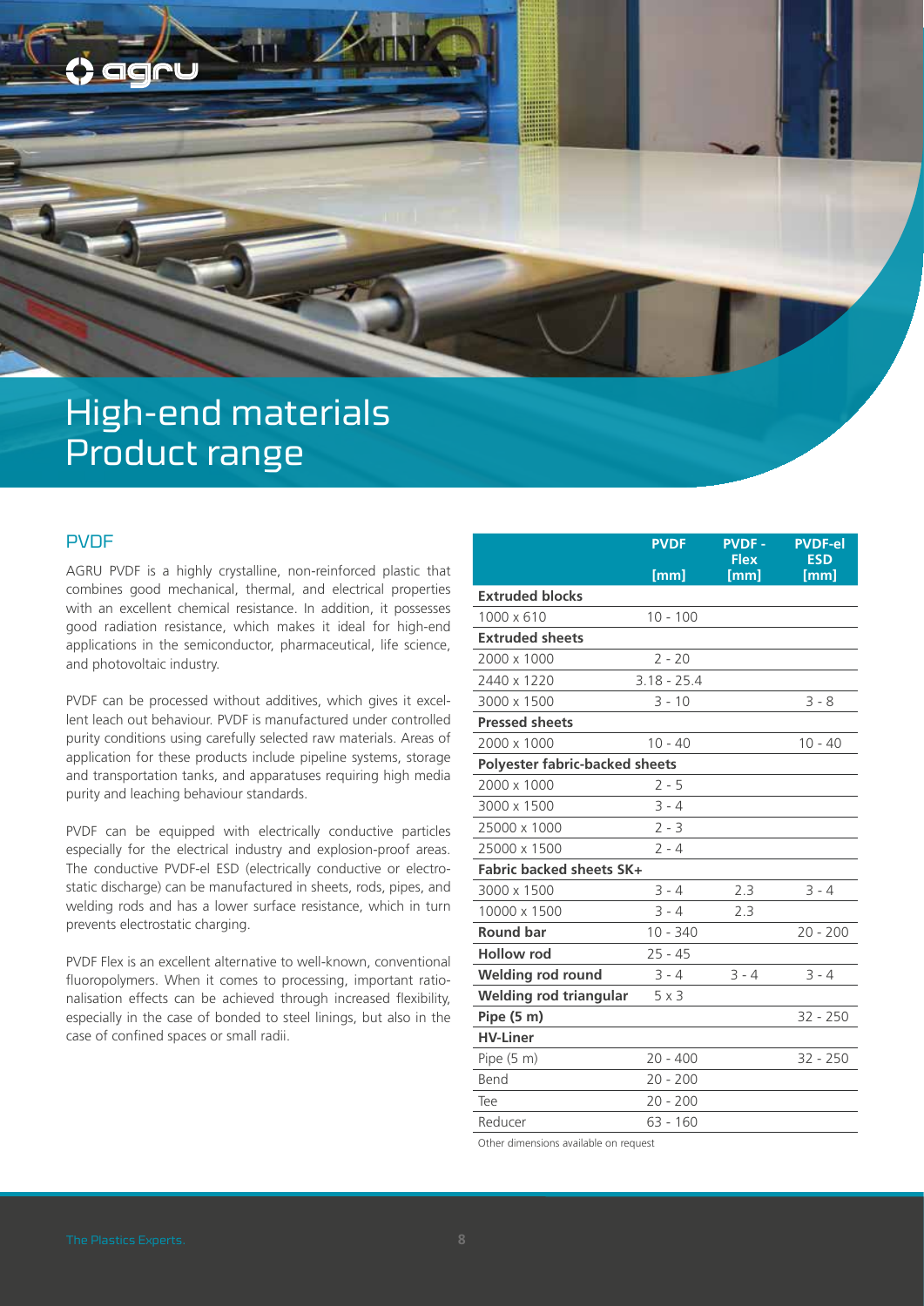# High-end materials
# Product range

## PVDF

AGRU PVDF is a highly crystalline, non-reinforced plastic that combines good mechanical, thermal, and electrical properties with an excellent chemical resistance. In addition, it possesses good radiation resistance, which makes it ideal for high-end applications in the semiconductor, pharmaceutical, life science, and photovoltaic industry.

PVDF can be processed without additives, which gives it excellent leach out behaviour. PVDF is manufactured under controlled purity conditions using carefully selected raw materials. Areas of application for these products include pipeline systems, storage and transportation tanks, and apparatuses requiring high media purity and leaching behaviour standards.

PVDF can be equipped with electrically conductive particles especially for the electrical industry and explosion-proof areas. The conductive PVDF-el ESD (electrically conductive or electrostatic discharge) can be manufactured in sheets, rods, pipes, and welding rods and has a lower surface resistance, which in turn prevents electrostatic charging.

PVDF Flex is an excellent alternative to well-known, conventional fluoropolymers. When it comes to processing, important rationalisation effects can be achieved through increased flexibility, especially in the case of bonded to steel linings, but also in the case of confined spaces or small radii.

| | PVDF [mm] | PVDF - Flex [mm] | PVDF-el ESD [mm] |
|---|---|---|---|
| **Extruded blocks** | | | |
| 1000 x 610 | 10 - 100 | | |
| **Extruded sheets** | | | |
| 2000 x 1000 | 2 - 20 | | |
| 2440 x 1220 | 3.18 - 25.4 | | |
| 3000 x 1500 | 3 - 10 | | 3 - 8 |
| **Pressed sheets** | | | |
| 2000 x 1000 | 10 - 40 | | 10 - 40 |
| **Polyester fabric-backed sheets** | | | |
| 2000 x 1000 | 2 - 5 | | |
| 3000 x 1500 | 3 - 4 | | |
| 25000 x 1000 | 2 - 3 | | |
| 25000 x 1500 | 2 - 4 | | |
| **Fabric backed sheets SK+** | | | |
| 3000 x 1500 | 3 - 4 | 2.3 | 3 - 4 |
| 10000 x 1500 | 3 - 4 | 2.3 | |
| **Round bar** | 10 - 340 | | 20 - 200 |
| **Hollow rod** | 25 - 45 | | |
| **Welding rod round** | 3 - 4 | 3 - 4 | 3 - 4 |
| **Welding rod triangular** | 5 x 3 | | |
| **Pipe (5 m)** | | | 32 - 250 |
| **HV-Liner** | | | |
| Pipe (5 m) | 20 - 400 | | 32 - 250 |
| Bend | 20 - 200 | | |
| Tee | 20 - 200 | | |
| Reducer | 63 - 160 | | |

Other dimensions available on request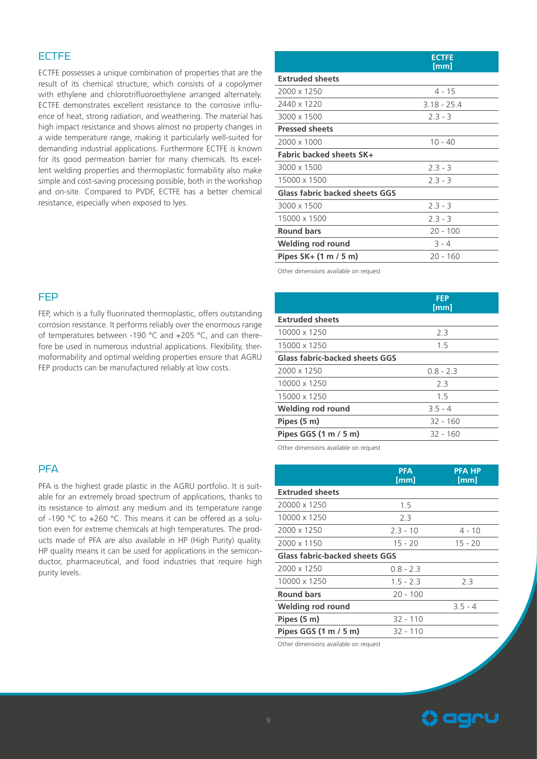## ECTFE

ECTFE possesses a unique combination of properties that are the result of its chemical structure, which consists of a copolymer with ethylene and chlorotrifluoroethylene arranged alternately. ECTFE demonstrates excellent resistance to the corrosive influence of heat, strong radiation, and weathering. The material has high impact resistance and shows almost no property changes in a wide temperature range, making it particularly well-suited for demanding industrial applications. Furthermore ECTFE is known for its good permeation barrier for many chemicals. Its excellent welding properties and thermoplastic formability also make simple and cost-saving processing possible, both in the workshop and on-site. Compared to PVDF, ECTFE has a better chemical resistance, especially when exposed to lyes.

| | ECTFE [mm] |
|---|---|
| **Extruded sheets** | |
| 2000 x 1250 | 4 - 15 |
| 2440 x 1220 | 3.18 - 25.4 |
| 3000 x 1500 | 2.3 - 3 |
| **Pressed sheets** | |
| 2000 x 1000 | 10 - 40 |
| **Fabric backed sheets SK+** | |
| 3000 x 1500 | 2.3 - 3 |
| 15000 x 1500 | 2.3 - 3 |
| **Glass fabric backed sheets GGS** | |
| 3000 x 1500 | 2.3 - 3 |
| 15000 x 1500 | 2.3 - 3 |
| **Round bars** | 20 - 100 |
| **Welding rod round** | 3 - 4 |
| **Pipes SK+ (1 m / 5 m)** | 20 - 160 |

Other dimensions available on request

## FEP

FEP, which is a fully fluorinated thermoplastic, offers outstanding corrosion resistance. It performs reliably over the enormous range of temperatures between -190 °C and +205 °C, and can therefore be used in numerous industrial applications. Flexibility, thermoformability and optimal welding properties ensure that AGRU FEP products can be manufactured reliably at low costs.

| | FEP [mm] |
|---|---|
| **Extruded sheets** | |
| 10000 x 1250 | 2.3 |
| 15000 x 1250 | 1.5 |
| **Glass fabric-backed sheets GGS** | |
| 2000 x 1250 | 0.8 - 2.3 |
| 10000 x 1250 | 2.3 |
| 15000 x 1250 | 1.5 |
| **Welding rod round** | 3.5 - 4 |
| **Pipes (5 m)** | 32 - 160 |
| **Pipes GGS (1 m / 5 m)** | 32 - 160 |

Other dimensions available on request

## PFA

PFA is the highest grade plastic in the AGRU portfolio. It is suitable for an extremely broad spectrum of applications, thanks to its resistance to almost any medium and its temperature range of -190 °C to +260 °C. This means it can be offered as a solution even for extreme chemicals at high temperatures. The products made of PFA are also available in HP (High Purity) quality. HP quality means it can be used for applications in the semiconductor, pharmaceutical, and food industries that require high purity levels.

| | PFA [mm] | PFA HP [mm] |
|---|---|---|
| **Extruded sheets** | | |
| 20000 x 1250 | 1.5 | |
| 10000 x 1250 | 2.3 | |
| 2000 x 1250 | 2.3 - 10 | 4 - 10 |
| 2000 x 1150 | 15 - 20 | 15 - 20 |
| **Glass fabric-backed sheets GGS** | | |
| 2000 x 1250 | 0.8 - 2.3 | |
| 10000 x 1250 | 1.5 - 2.3 | 2.3 |
| **Round bars** | 20 - 100 | |
| **Welding rod round** | | 3.5 - 4 |
| **Pipes (5 m)** | 32 - 110 | |
| **Pipes GGS (1 m / 5 m)** | 32 - 110 | |

Other dimensions available on request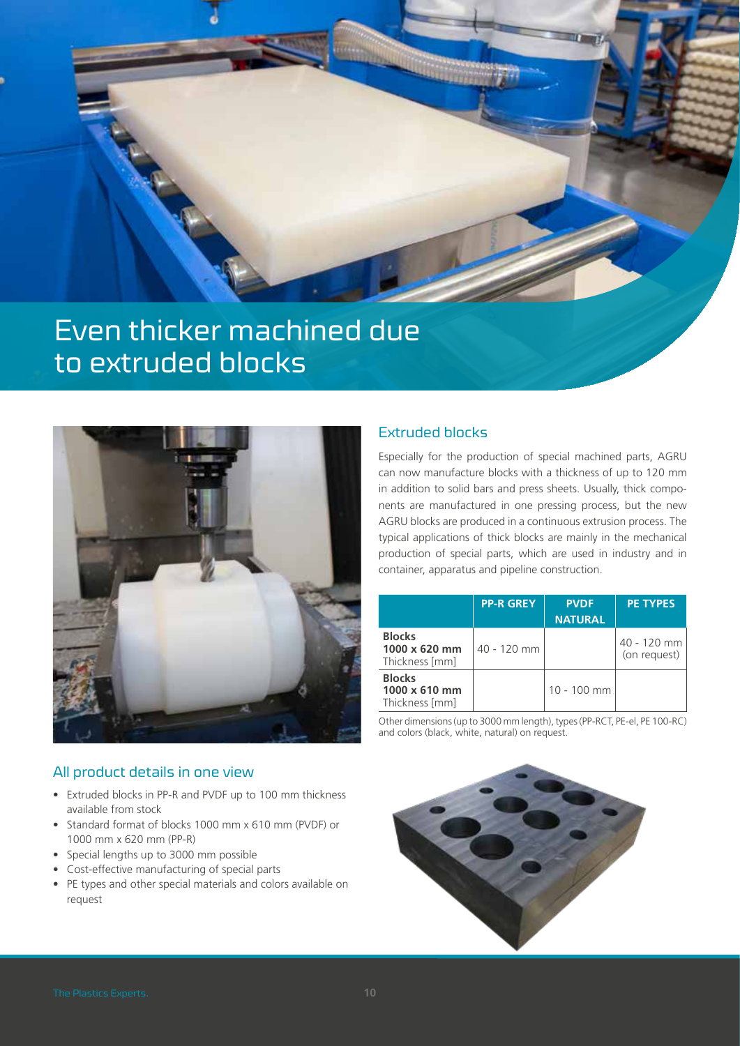# Even thicker machined due to extruded blocks

## Extruded blocks

Especially for the production of special machined parts, AGRU can now manufacture blocks with a thickness of up to 120 mm in addition to solid bars and press sheets. Usually, thick components are manufactured in one pressing process, but the new AGRU blocks are produced in a continuous extrusion process. The typical applications of thick blocks are mainly in the mechanical production of special parts, which are used in industry and in container, apparatus and pipeline construction.

| | PP-R GREY | PVDF NATURAL | PE TYPES |
|---|---|---|---|
| **Blocks 1000 x 620 mm** Thickness [mm] | 40 - 120 mm | | 40 - 120 mm (on request) |
| **Blocks 1000 x 610 mm** Thickness [mm] | | 10 - 100 mm | |

Other dimensions (up to 3000 mm length), types (PP-RCT, PE-el, PE 100-RC) and colors (black, white, natural) on request.

## All product details in one view

- Extruded blocks in PP-R and PVDF up to 100 mm thickness available from stock
- Standard format of blocks 1000 mm x 610 mm (PVDF) or 1000 mm x 620 mm (PP-R)
- Special lengths up to 3000 mm possible
- Cost-effective manufacturing of special parts
- PE types and other special materials and colors available on request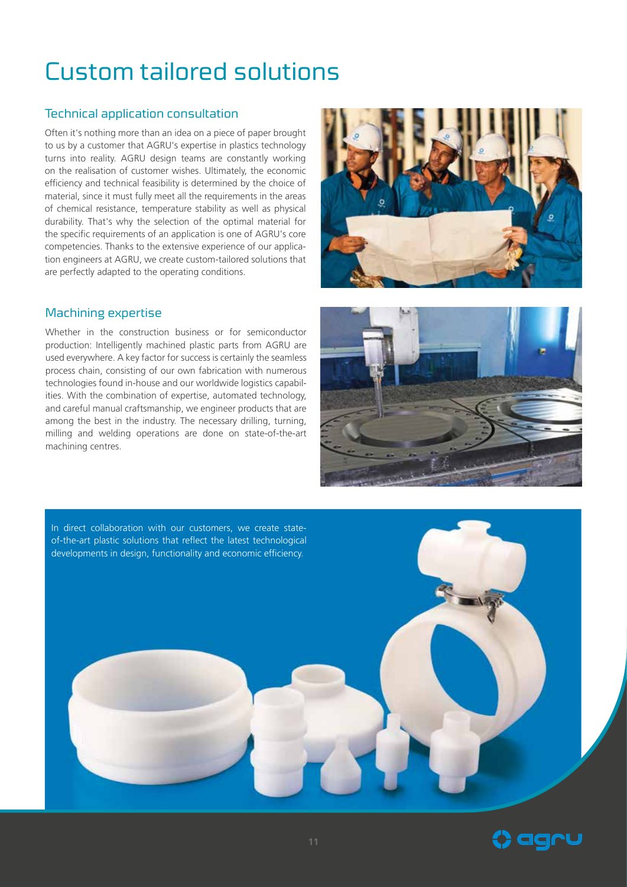# Custom tailored solutions

## Technical application consultation

Often it's nothing more than an idea on a piece of paper brought to us by a customer that AGRU's expertise in plastics technology turns into reality. AGRU design teams are constantly working on the realisation of customer wishes. Ultimately, the economic efficiency and technical feasibility is determined by the choice of material, since it must fully meet all the requirements in the areas of chemical resistance, temperature stability as well as physical durability. That's why the selection of the optimal material for the specific requirements of an application is one of AGRU's core competencies. Thanks to the extensive experience of our application engineers at AGRU, we create custom-tailored solutions that are perfectly adapted to the operating conditions.

## Machining expertise

Whether in the construction business or for semiconductor production: Intelligently machined plastic parts from AGRU are used everywhere. A key factor for success is certainly the seamless process chain, consisting of our own fabrication with numerous technologies found in-house and our worldwide logistics capabilities. With the combination of expertise, automated technology, and careful manual craftsmanship, we engineer products that are among the best in the industry. The necessary drilling, turning, milling and welding operations are done on state-of-the-art machining centres.

In direct collaboration with our customers, we create state-of-the-art plastic solutions that reflect the latest technological developments in design, functionality and economic efficiency.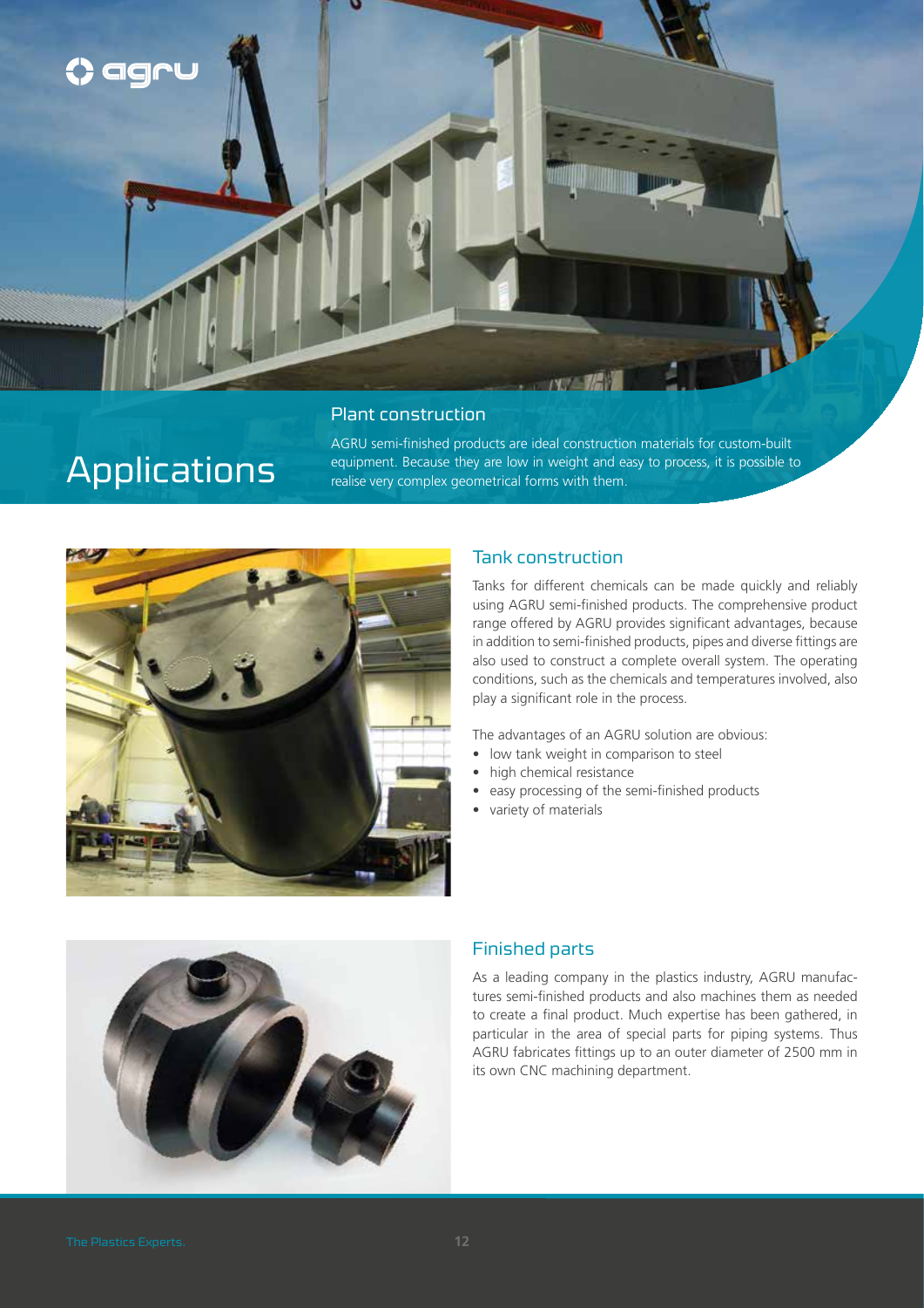# Applications

## Plant construction

AGRU semi-finished products are ideal construction materials for custom-built equipment. Because they are low in weight and easy to process, it is possible to realise very complex geometrical forms with them.

## Tank construction

Tanks for different chemicals can be made quickly and reliably using AGRU semi-finished products. The comprehensive product range offered by AGRU provides significant advantages, because in addition to semi-finished products, pipes and diverse fittings are also used to construct a complete overall system. The operating conditions, such as the chemicals and temperatures involved, also play a significant role in the process.

The advantages of an AGRU solution are obvious:

- low tank weight in comparison to steel
- high chemical resistance
- easy processing of the semi-finished products
- variety of materials

## Finished parts

As a leading company in the plastics industry, AGRU manufactures semi-finished products and also machines them as needed to create a final product. Much expertise has been gathered, in particular in the area of special parts for piping systems. Thus AGRU fabricates fittings up to an outer diameter of 2500 mm in its own CNC machining department.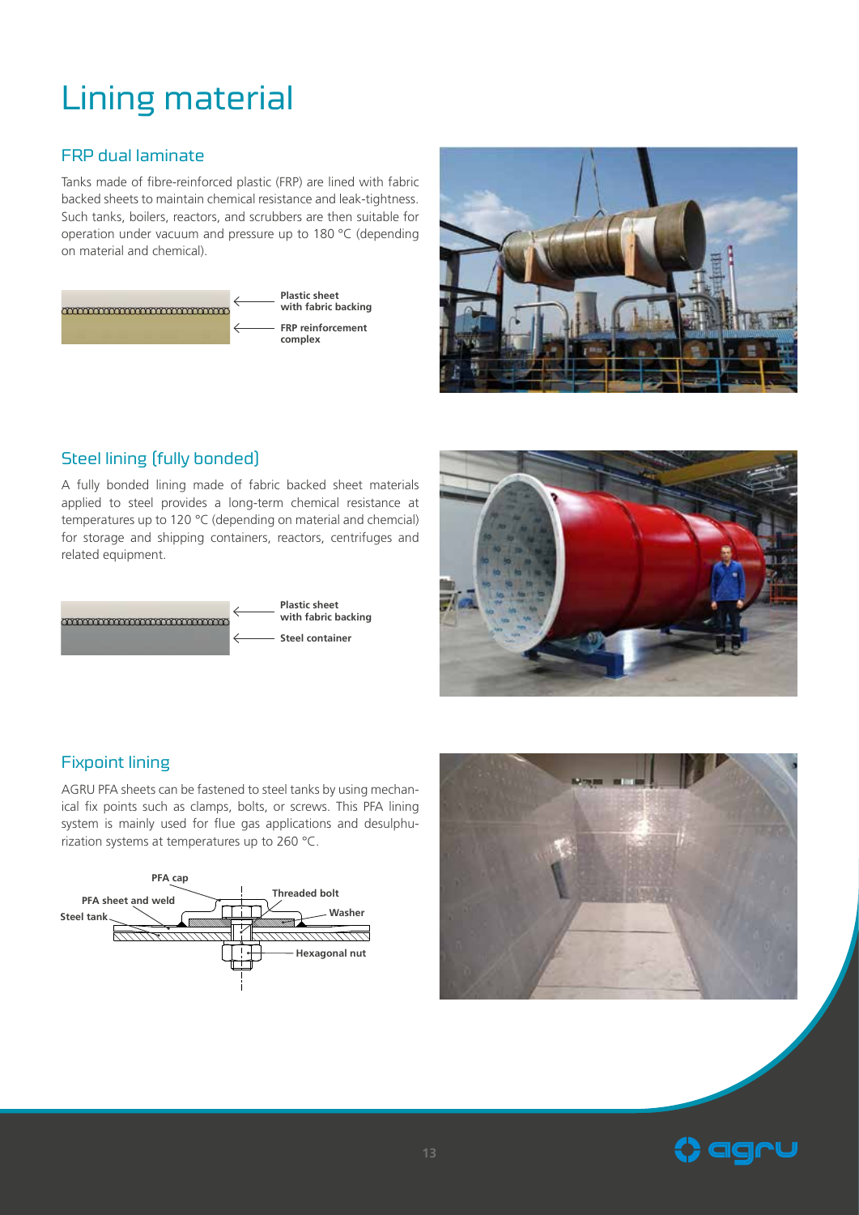# Lining material

## FRP dual laminate

Tanks made of fibre-reinforced plastic (FRP) are lined with fabric backed sheets to maintain chemical resistance and leak-tightness. Such tanks, boilers, reactors, and scrubbers are then suitable for operation under vacuum and pressure up to 180 °C (depending on material and chemical).

**Plastic sheet with fabric backing**

**FRP reinforcement complex**

## Steel lining (fully bonded)

A fully bonded lining made of fabric backed sheet materials applied to steel provides a long-term chemical resistance at temperatures up to 120 °C (depending on material and chemcial) for storage and shipping containers, reactors, centrifuges and related equipment.

**Plastic sheet with fabric backing**

**Steel container**

## Fixpoint lining

AGRU PFA sheets can be fastened to steel tanks by using mechanical fix points such as clamps, bolts, or screws. This PFA lining system is mainly used for flue gas applications and desulphurization systems at temperatures up to 260 °C.

**PFA cap**

**PFA sheet and weld**

**Steel tank**

**Threaded bolt**

**Washer**

**Hexagonal nut**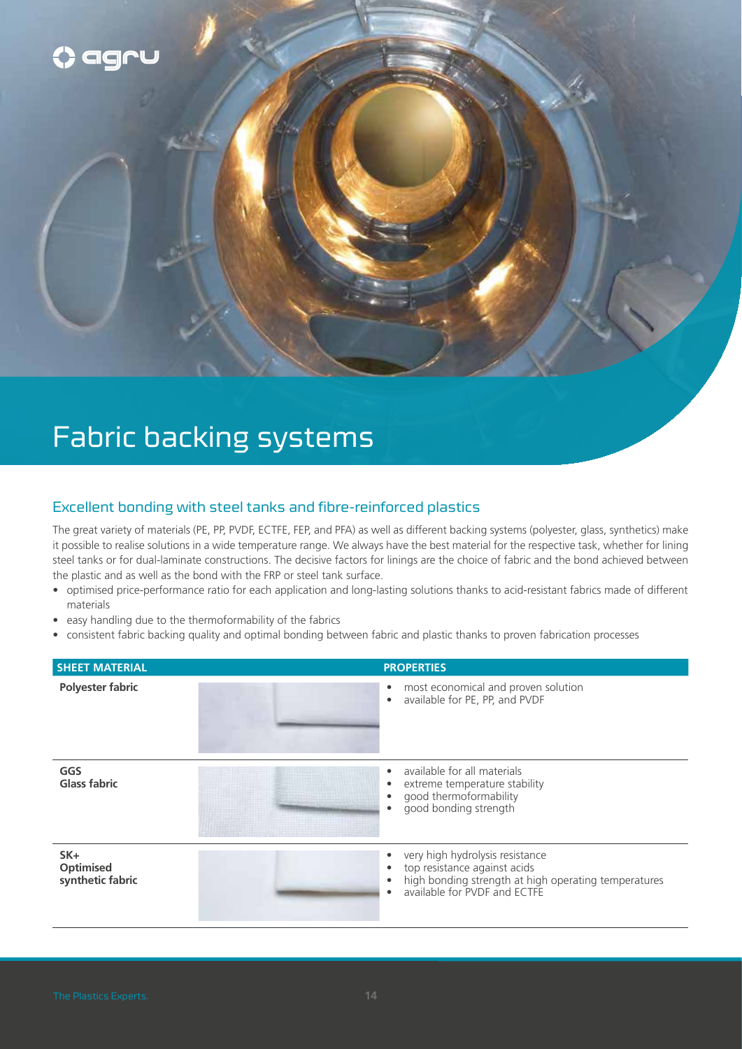# Fabric backing systems

## Excellent bonding with steel tanks and fibre-reinforced plastics

The great variety of materials (PE, PP, PVDF, ECTFE, FEP, and PFA) as well as different backing systems (polyester, glass, synthetics) make it possible to realise solutions in a wide temperature range. We always have the best material for the respective task, whether for lining steel tanks or for dual-laminate constructions. The decisive factors for linings are the choice of fabric and the bond achieved between the plastic and as well as the bond with the FRP or steel tank surface.

- optimised price-performance ratio for each application and long-lasting solutions thanks to acid-resistant fabrics made of different materials
- easy handling due to the thermoformability of the fabrics
- consistent fabric backing quality and optimal bonding between fabric and plastic thanks to proven fabrication processes

| SHEET MATERIAL | PROPERTIES |
|---|---|
| **Polyester fabric** | • most economical and proven solution<br>• available for PE, PP, and PVDF |
| **GGS Glass fabric** | • available for all materials<br>• extreme temperature stability<br>• good thermoformability<br>• good bonding strength |
| **SK+ Optimised synthetic fabric** | • very high hydrolysis resistance<br>• top resistance against acids<br>• high bonding strength at high operating temperatures<br>• available for PVDF and ECTFE |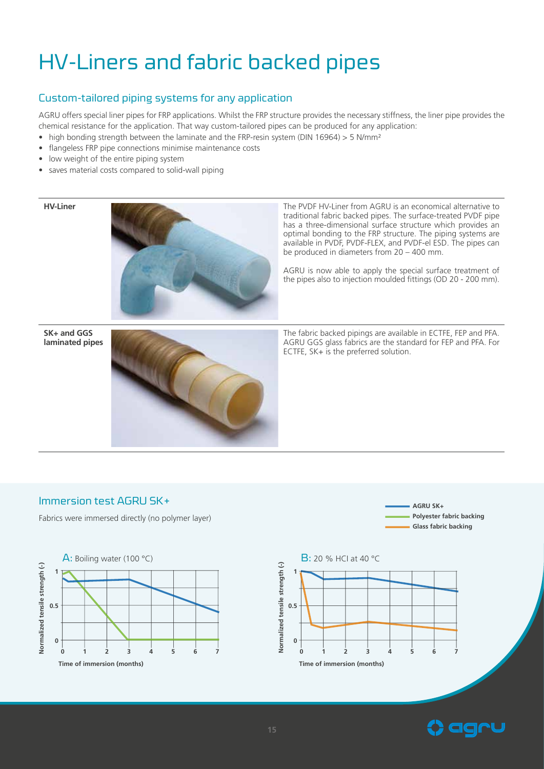# HV-Liners and fabric backed pipes

## Custom-tailored piping systems for any application

AGRU offers special liner pipes for FRP applications. Whilst the FRP structure provides the necessary stiffness, the liner pipe provides the chemical resistance for the application. That way custom-tailored pipes can be produced for any application:

- high bonding strength between the laminate and the FRP-resin system (DIN 16964) > 5 N/mm²
- flangeless FRP pipe connections minimise maintenance costs
- low weight of the entire piping system
- saves material costs compared to solid-wall piping

**HV-Liner**

The PVDF HV-Liner from AGRU is an economical alternative to traditional fabric backed pipes. The surface-treated PVDF pipe has a three-dimensional surface structure which provides an optimal bonding to the FRP structure. The piping systems are available in PVDF, PVDF-FLEX, and PVDF-el ESD. The pipes can be produced in diameters from 20 – 400 mm.

AGRU is now able to apply the special surface treatment of the pipes also to injection moulded fittings (OD 20 - 200 mm).

**SK+ and GGS laminated pipes**

The fabric backed pipings are available in ECTFE, FEP and PFA. AGRU GGS glass fabrics are the standard for FEP and PFA. For ECTFE, SK+ is the preferred solution.

## Immersion test AGRU SK+

Fabrics were immersed directly (no polymer layer)

- AGRU SK+
- Polyester fabric backing
- Glass fabric backing

A: Boiling water (100 °C)

B: 20 % HCl at 40 °C

Normalized tensile strength (-)

Time of immersion (months)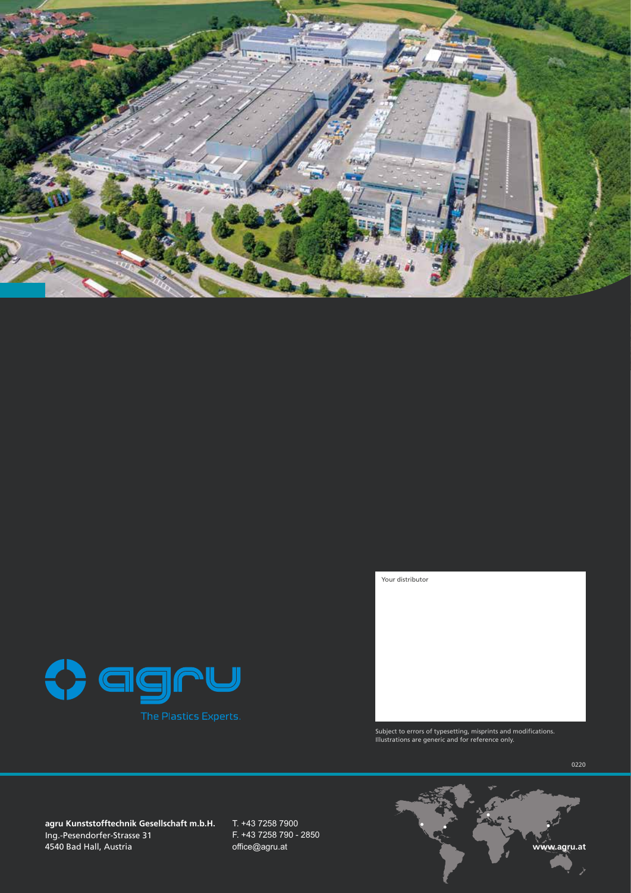The Plastics Experts.

Your distributor

Subject to errors of typesetting, misprints and modifications.
Illustrations are generic and for reference only.

0220

**agru Kunststofftechnik Gesellschaft m.b.H.**
Ing.-Pesendorfer-Strasse 31
4540 Bad Hall, Austria

T. +43 7258 7900
F. +43 7258 790 - 2850
office@agru.at

**www.agru.at**